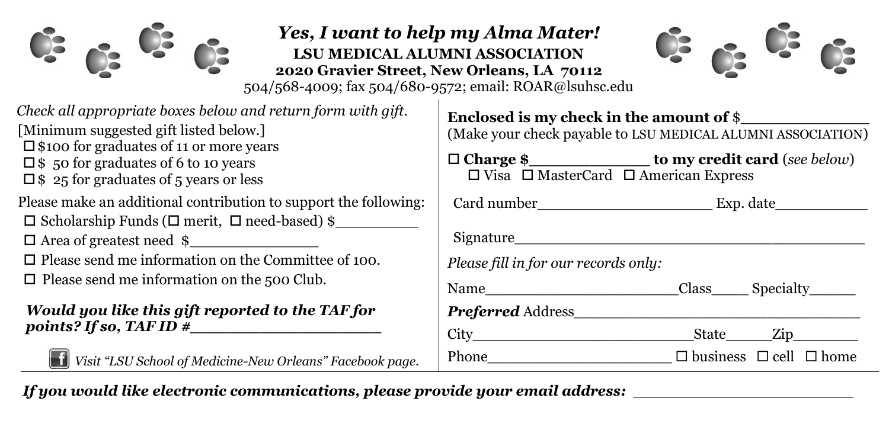## *Yes, I want to help my Alma Mater!*

**LSU MEDICAL ALUMNI ASSOCIATION**
**2020 Gravier Street, New Orleans, LA 70112**
504/568-4009; fax 504/680-9572; email: ROAR@lsuhsc.edu

*Check all appropriate boxes below and return form with gift.*
[Minimum suggested gift listed below.]

- ☐ $100 for graduates of 11 or more years
- ☐ $ 50 for graduates of 6 to 10 years
- ☐ $ 25 for graduates of 5 years or less

Please make an additional contribution to support the following:

- ☐ Scholarship Funds (☐ merit, ☐ need-based) $__________
- ☐ Area of greatest need $_______________
- ☐ Please send me information on the Committee of 100.
- ☐ Please send me information on the 500 Club.

***Would you like this gift reported to the TAF for points? If so, TAF ID #*____________________**

*Visit "LSU School of Medicine-New Orleans" Facebook page.*

**Enclosed is my check in the amount of** $______________
(Make your check payable to LSU MEDICAL ALUMNI ASSOCIATION)

☐ **Charge $_____________ to my credit card** (*see below*)
☐ Visa ☐ MasterCard ☐ American Express

Card number____________________ Exp. date___________

Signature__________________________________________

*Please fill in for our records only:*

Name_______________________Class_____ Specialty______

***Preferred*** Address___________________________________

City___________________________State______Zip________

Phone______________________ ☐ business ☐ cell ☐ home

***If you would like electronic communications, please provide your email address:*** ________________________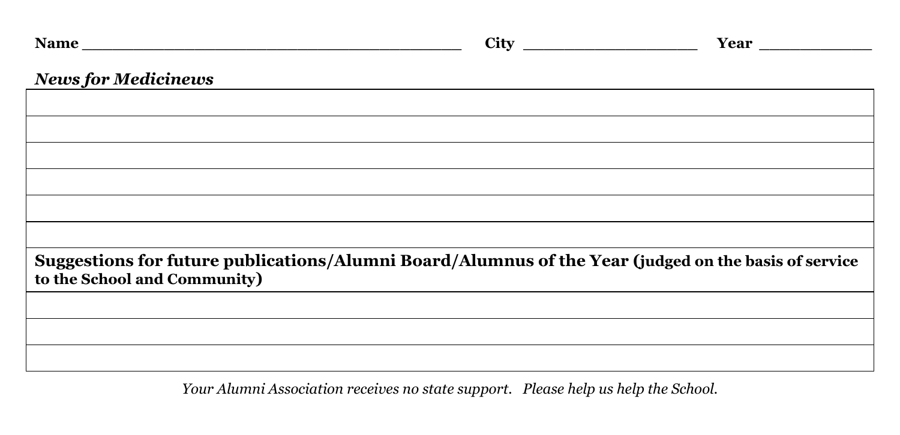**Name** ______________________________________ **City** ____________________ **Year** ____________

***News for Medicinews***

| |
|---|
| |
| |
| |
| |
| |
| |
| **Suggestions for future publications/Alumni Board/Alumnus of the Year (judged on the basis of service to the School and Community)** |
| |
| |
| |

*Your Alumni Association receives no state support. Please help us help the School.*